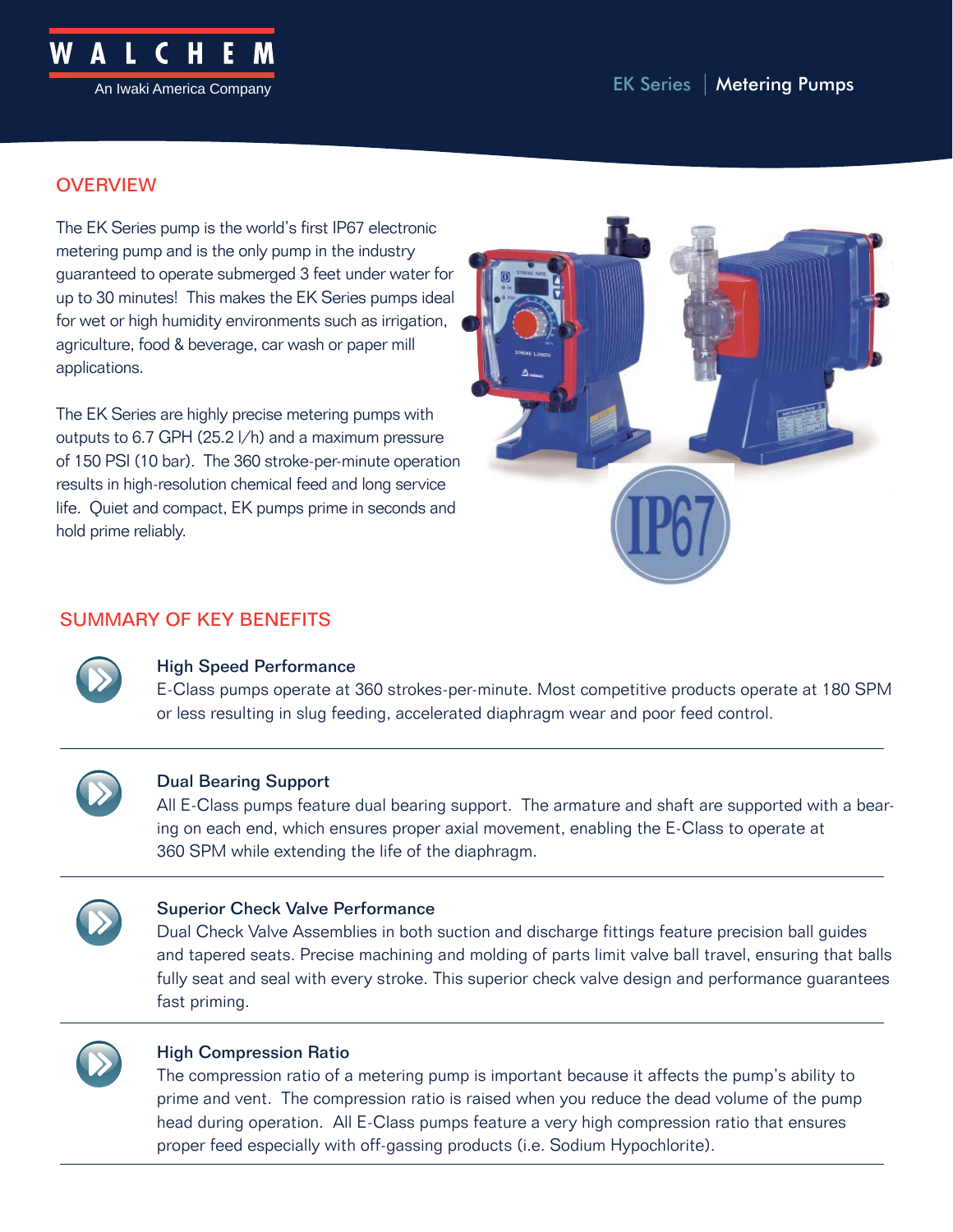WALCHEM

An Iwaki America Company

EK Series | Metering Pumps

## OVERVIEW

The EK Series pump is the world's first IP67 electronic metering pump and is the only pump in the industry guaranteed to operate submerged 3 feet under water for up to 30 minutes! This makes the EK Series pumps ideal for wet or high humidity environments such as irrigation, agriculture, food & beverage, car wash or paper mill applications.

The EK Series are highly precise metering pumps with outputs to 6.7 GPH (25.2 l/h) and a maximum pressure of 150 PSI (10 bar). The 360 stroke-per-minute operation results in high-resolution chemical feed and long service life. Quiet and compact, EK pumps prime in seconds and hold prime reliably.

## SUMMARY OF KEY BENEFITS

### High Speed Performance

E-Class pumps operate at 360 strokes-per-minute. Most competitive products operate at 180 SPM or less resulting in slug feeding, accelerated diaphragm wear and poor feed control.

### Dual Bearing Support

All E-Class pumps feature dual bearing support. The armature and shaft are supported with a bearing on each end, which ensures proper axial movement, enabling the E-Class to operate at 360 SPM while extending the life of the diaphragm.

### Superior Check Valve Performance

Dual Check Valve Assemblies in both suction and discharge fittings feature precision ball guides and tapered seats. Precise machining and molding of parts limit valve ball travel, ensuring that balls fully seat and seal with every stroke. This superior check valve design and performance guarantees fast priming.

### High Compression Ratio

The compression ratio of a metering pump is important because it affects the pump's ability to prime and vent. The compression ratio is raised when you reduce the dead volume of the pump head during operation. All E-Class pumps feature a very high compression ratio that ensures proper feed especially with off-gassing products (i.e. Sodium Hypochlorite).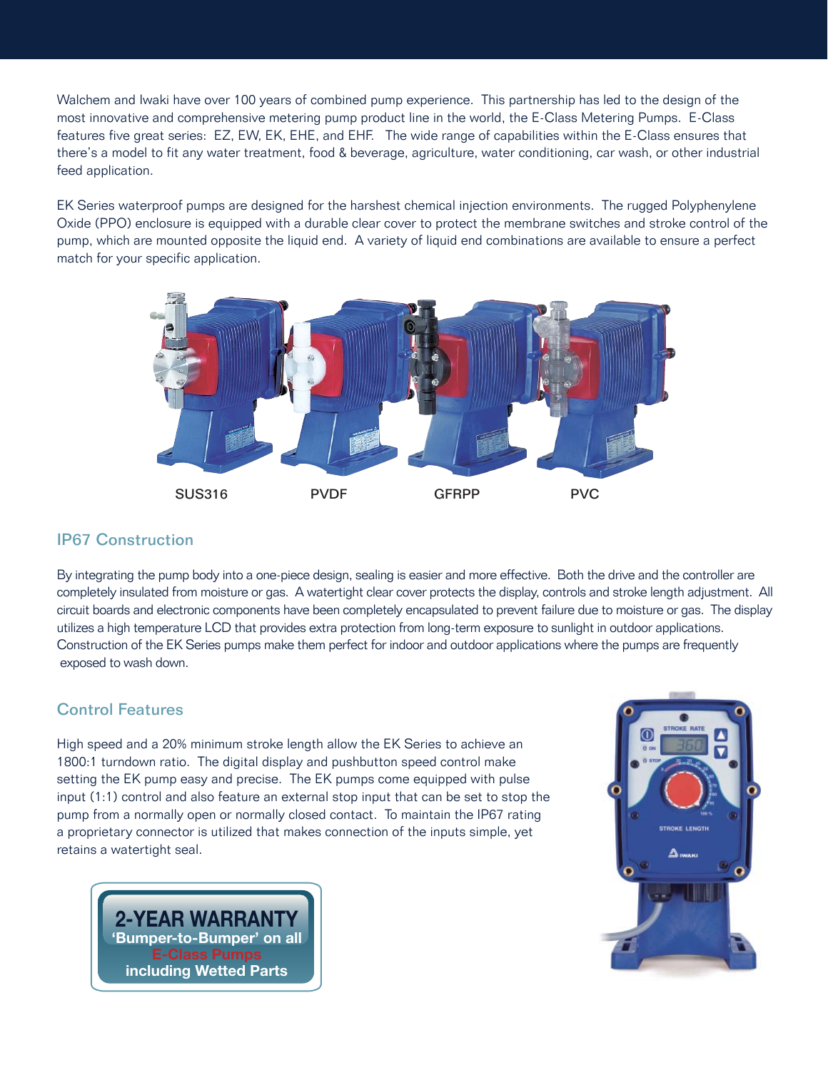Walchem and Iwaki have over 100 years of combined pump experience. This partnership has led to the design of the most innovative and comprehensive metering pump product line in the world, the E-Class Metering Pumps. E-Class features five great series: EZ, EW, EK, EHE, and EHF. The wide range of capabilities within the E-Class ensures that there's a model to fit any water treatment, food & beverage, agriculture, water conditioning, car wash, or other industrial feed application.

EK Series waterproof pumps are designed for the harshest chemical injection environments. The rugged Polyphenylene Oxide (PPO) enclosure is equipped with a durable clear cover to protect the membrane switches and stroke control of the pump, which are mounted opposite the liquid end. A variety of liquid end combinations are available to ensure a perfect match for your specific application.

SUS316 PVDF GFRPP PVC

## IP67 Construction

By integrating the pump body into a one-piece design, sealing is easier and more effective. Both the drive and the controller are completely insulated from moisture or gas. A watertight clear cover protects the display, controls and stroke length adjustment. All circuit boards and electronic components have been completely encapsulated to prevent failure due to moisture or gas. The display utilizes a high temperature LCD that provides extra protection from long-term exposure to sunlight in outdoor applications. Construction of the EK Series pumps make them perfect for indoor and outdoor applications where the pumps are frequently exposed to wash down.

## Control Features

High speed and a 20% minimum stroke length allow the EK Series to achieve an 1800:1 turndown ratio. The digital display and pushbutton speed control make setting the EK pump easy and precise. The EK pumps come equipped with pulse input (1:1) control and also feature an external stop input that can be set to stop the pump from a normally open or normally closed contact. To maintain the IP67 rating a proprietary connector is utilized that makes connection of the inputs simple, yet retains a watertight seal.

**2-YEAR WARRANTY**
**'Bumper-to-Bumper' on all E-Class Pumps including Wetted Parts**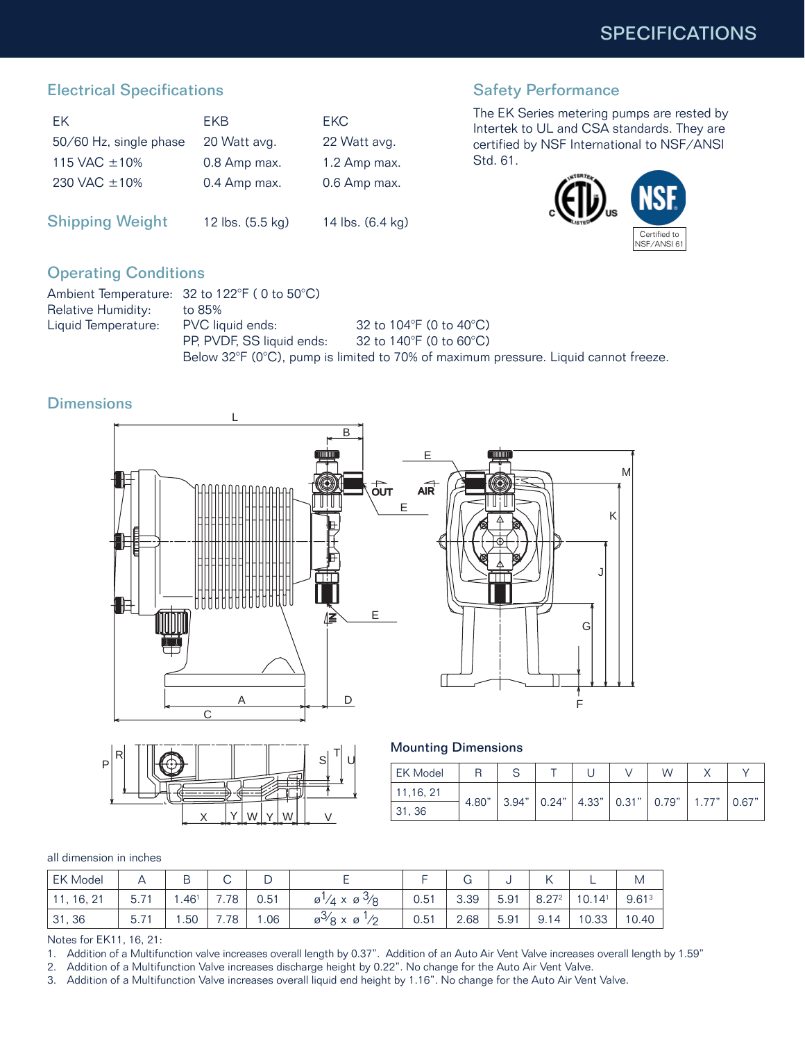# SPECIFICATIONS

## Electrical Specifications

| EK | EKB | EKC |
|---|---|---|
| 50/60 Hz, single phase | 20 Watt avg. | 22 Watt avg. |
| 115 VAC ±10% | 0.8 Amp max. | 1.2 Amp max. |
| 230 VAC ±10% | 0.4 Amp max. | 0.6 Amp max. |
| **Shipping Weight** | 12 lbs. (5.5 kg) | 14 lbs. (6.4 kg) |

## Safety Performance

The EK Series metering pumps are rested by Intertek to UL and CSA standards. They are certified by NSF International to NSF/ANSI Std. 61.

Certified to NSF/ANSI 61

## Operating Conditions

Ambient Temperature: 32 to 122°F ( 0 to 50°C)
Relative Humidity: to 85%
Liquid Temperature: PVC liquid ends: 32 to 104°F (0 to 40°C)
PP, PVDF, SS liquid ends: 32 to 140°F (0 to 60°C)
Below 32°F (0°C), pump is limited to 70% of maximum pressure. Liquid cannot freeze.

## Dimensions

### Mounting Dimensions

| EK Model | R | S | T | U | V | W | X | Y |
|---|---|---|---|---|---|---|---|---|
| 11,16, 21 / 31, 36 | 4.80" | 3.94" | 0.24" | 4.33" | 0.31" | 0.79" | 1.77" | 0.67" |

all dimension in inches

| EK Model | A | B | C | D | E | F | G | J | K | L | M |
|---|---|---|---|---|---|---|---|---|---|---|---|
| 11, 16, 21 | 5.71 | 1.46[1] | 7.78 | 0.51 | ø1/4 x ø 3/8 | 0.51 | 3.39 | 5.91 | 8.27[2] | 10.14[1] | 9.61[3] |
| 31, 36 | 5.71 | 1.50 | 7.78 | 1.06 | ø3/8 x ø 1/2 | 0.51 | 2.68 | 5.91 | 9.14 | 10.33 | 10.40 |

Notes for EK11, 16, 21:

1. Addition of a Multifunction valve increases overall length by 0.37". Addition of an Auto Air Vent Valve increases overall length by 1.59"
2. Addition of a Multifunction Valve increases discharge height by 0.22". No change for the Auto Air Vent Valve.
3. Addition of a Multifunction Valve increases overall liquid end height by 1.16". No change for the Auto Air Vent Valve.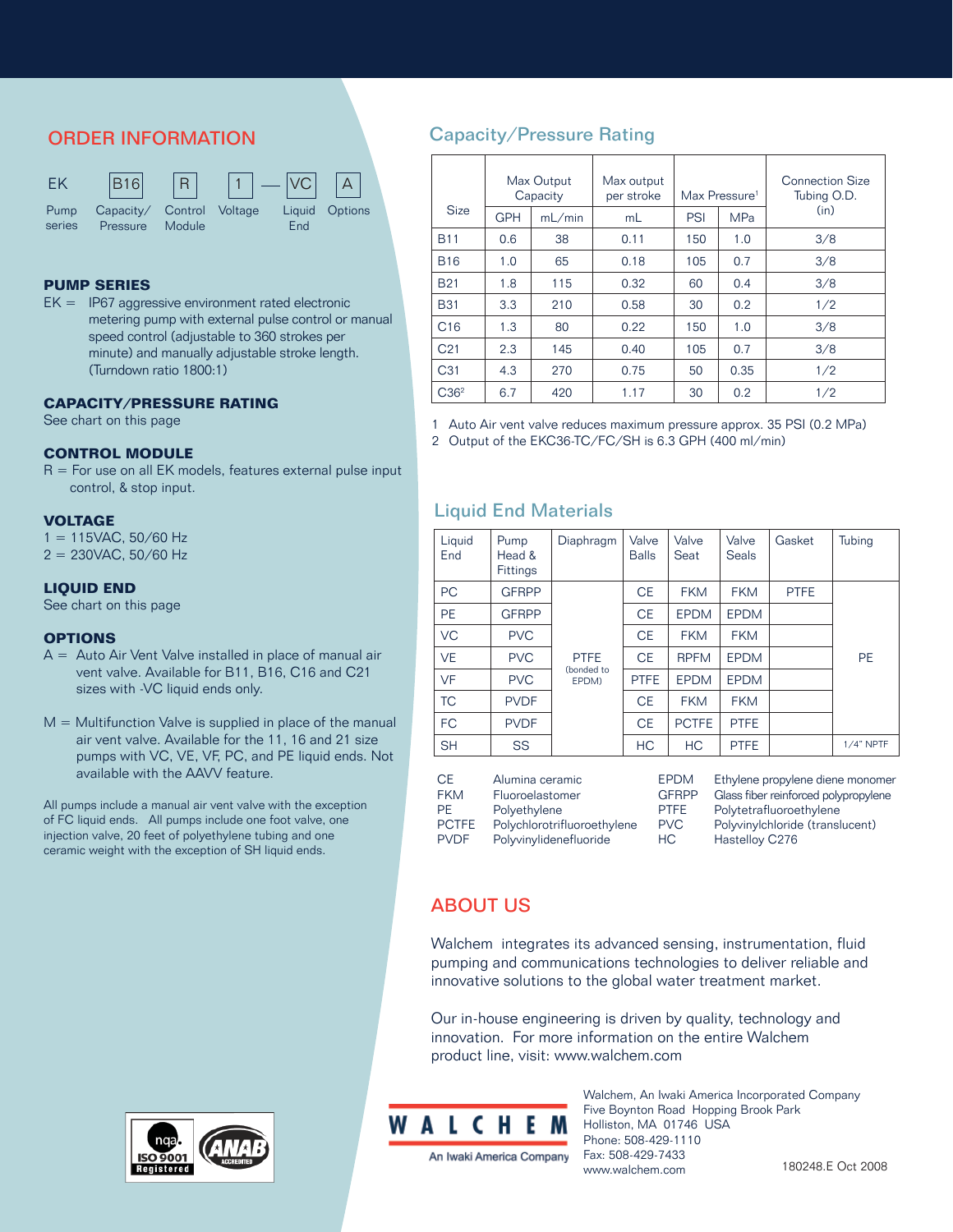## ORDER INFORMATION

| EK | B16 | R | 1 | — | VC | A |
|---|---|---|---|---|---|---|
| Pump series | Capacity/ Pressure | Control Module | Voltage | | Liquid End | Options |

### PUMP SERIES

EK = IP67 aggressive environment rated electronic metering pump with external pulse control or manual speed control (adjustable to 360 strokes per minute) and manually adjustable stroke length. (Turndown ratio 1800:1)

### CAPACITY/PRESSURE RATING

See chart on this page

### CONTROL MODULE

R = For use on all EK models, features external pulse input control, & stop input.

### VOLTAGE

1 = 115VAC, 50/60 Hz
2 = 230VAC, 50/60 Hz

### LIQUID END

See chart on this page

### OPTIONS

A = Auto Air Vent Valve installed in place of manual air vent valve. Available for B11, B16, C16 and C21 sizes with -VC liquid ends only.

M = Multifunction Valve is supplied in place of the manual air vent valve. Available for the 11, 16 and 21 size pumps with VC, VE, VF, PC, and PE liquid ends. Not available with the AAVV feature.

All pumps include a manual air vent valve with the exception of FC liquid ends. All pumps include one foot valve, one injection valve, 20 feet of polyethylene tubing and one ceramic weight with the exception of SH liquid ends.

## Capacity/Pressure Rating

| Size | Max Output Capacity | | Max output per stroke | Max Pressure[1] | | Connection Size Tubing O.D. (in) |
|---|---|---|---|---|---|---|
| | GPH | mL/min | mL | PSI | MPa | |
| B11 | 0.6 | 38 | 0.11 | 150 | 1.0 | 3/8 |
| B16 | 1.0 | 65 | 0.18 | 105 | 0.7 | 3/8 |
| B21 | 1.8 | 115 | 0.32 | 60 | 0.4 | 3/8 |
| B31 | 3.3 | 210 | 0.58 | 30 | 0.2 | 1/2 |
| C16 | 1.3 | 80 | 0.22 | 150 | 1.0 | 3/8 |
| C21 | 2.3 | 145 | 0.40 | 105 | 0.7 | 3/8 |
| C31 | 4.3 | 270 | 0.75 | 50 | 0.35 | 1/2 |
| C36[2] | 6.7 | 420 | 1.17 | 30 | 0.2 | 1/2 |

1 Auto Air vent valve reduces maximum pressure approx. 35 PSI (0.2 MPa)
2 Output of the EKC36-TC/FC/SH is 6.3 GPH (400 ml/min)

## Liquid End Materials

| Liquid End | Pump Head & Fittings | Diaphragm | Valve Balls | Valve Seat | Valve Seals | Gasket | Tubing |
|---|---|---|---|---|---|---|---|
| PC | GFRPP | PTFE (bonded to EPDM) | CE | FKM | FKM | PTFE | PE |
| PE | GFRPP | | CE | EPDM | EPDM | | |
| VC | PVC | | CE | FKM | FKM | | |
| VE | PVC | | CE | RPFM | EPDM | | |
| VF | PVC | | PTFE | EPDM | EPDM | | |
| TC | PVDF | | CE | FKM | FKM | | |
| FC | PVDF | | CE | PCTFE | PTFE | | |
| SH | SS | | HC | HC | PTFE | | 1/4" NPTF |

| | | | |
|---|---|---|---|
| CE | Alumina ceramic | EPDM | Ethylene propylene diene monomer |
| FKM | Fluoroelastomer | GFRPP | Glass fiber reinforced polypropylene |
| PE | Polyethylene | PTFE | Polytetrafluoroethylene |
| PCTFE | Polychlorotrifluoroethylene | PVC | Polyvinylchloride (translucent) |
| PVDF | Polyvinylidenefluoride | HC | Hastelloy C276 |

## ABOUT US

Walchem integrates its advanced sensing, instrumentation, fluid pumping and communications technologies to deliver reliable and innovative solutions to the global water treatment market.

Our in-house engineering is driven by quality, technology and innovation. For more information on the entire Walchem product line, visit: www.walchem.com

nqa. ISO 9001 Registered ANAB ACCREDITED

WALCHEM An Iwaki America Company

Walchem, An Iwaki America Incorporated Company
Five Boynton Road Hopping Brook Park
Holliston, MA 01746 USA
Phone: 508-429-1110
Fax: 508-429-7433
www.walchem.com

180248.E Oct 2008